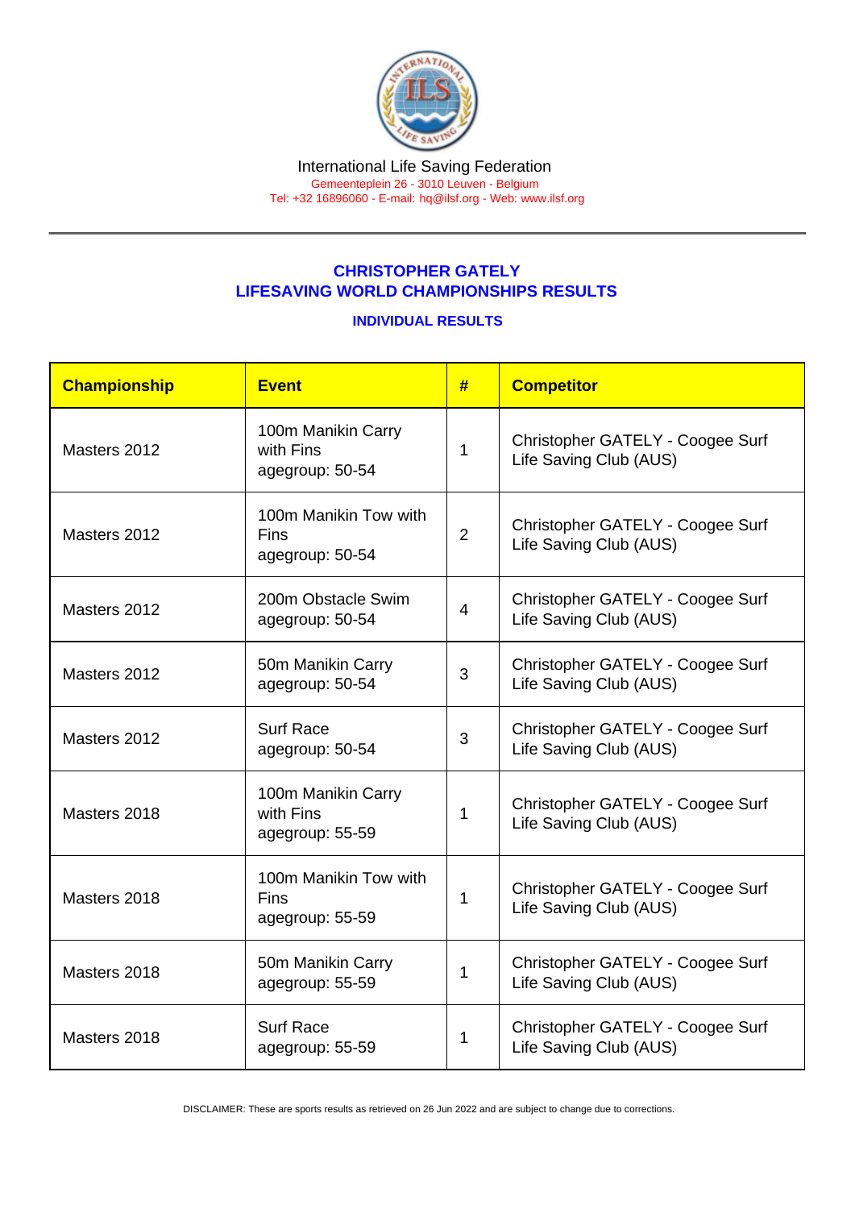International Life Saving Federation
Gemeenteplein 26 - 3010 Leuven - Belgium
Tel: +32 16896060 - E-mail: hq@ilsf.org - Web: www.ilsf.org

## CHRISTOPHER GATELY
## LIFESAVING WORLD CHAMPIONSHIPS RESULTS

### INDIVIDUAL RESULTS

| Championship | Event | # | Competitor |
|---|---|---|---|
| Masters 2012 | 100m Manikin Carry with Fins agegroup: 50-54 | 1 | Christopher GATELY - Coogee Surf Life Saving Club (AUS) |
| Masters 2012 | 100m Manikin Tow with Fins agegroup: 50-54 | 2 | Christopher GATELY - Coogee Surf Life Saving Club (AUS) |
| Masters 2012 | 200m Obstacle Swim agegroup: 50-54 | 4 | Christopher GATELY - Coogee Surf Life Saving Club (AUS) |
| Masters 2012 | 50m Manikin Carry agegroup: 50-54 | 3 | Christopher GATELY - Coogee Surf Life Saving Club (AUS) |
| Masters 2012 | Surf Race agegroup: 50-54 | 3 | Christopher GATELY - Coogee Surf Life Saving Club (AUS) |
| Masters 2018 | 100m Manikin Carry with Fins agegroup: 55-59 | 1 | Christopher GATELY - Coogee Surf Life Saving Club (AUS) |
| Masters 2018 | 100m Manikin Tow with Fins agegroup: 55-59 | 1 | Christopher GATELY - Coogee Surf Life Saving Club (AUS) |
| Masters 2018 | 50m Manikin Carry agegroup: 55-59 | 1 | Christopher GATELY - Coogee Surf Life Saving Club (AUS) |
| Masters 2018 | Surf Race agegroup: 55-59 | 1 | Christopher GATELY - Coogee Surf Life Saving Club (AUS) |

DISCLAIMER: These are sports results as retrieved on 26 Jun 2022 and are subject to change due to corrections.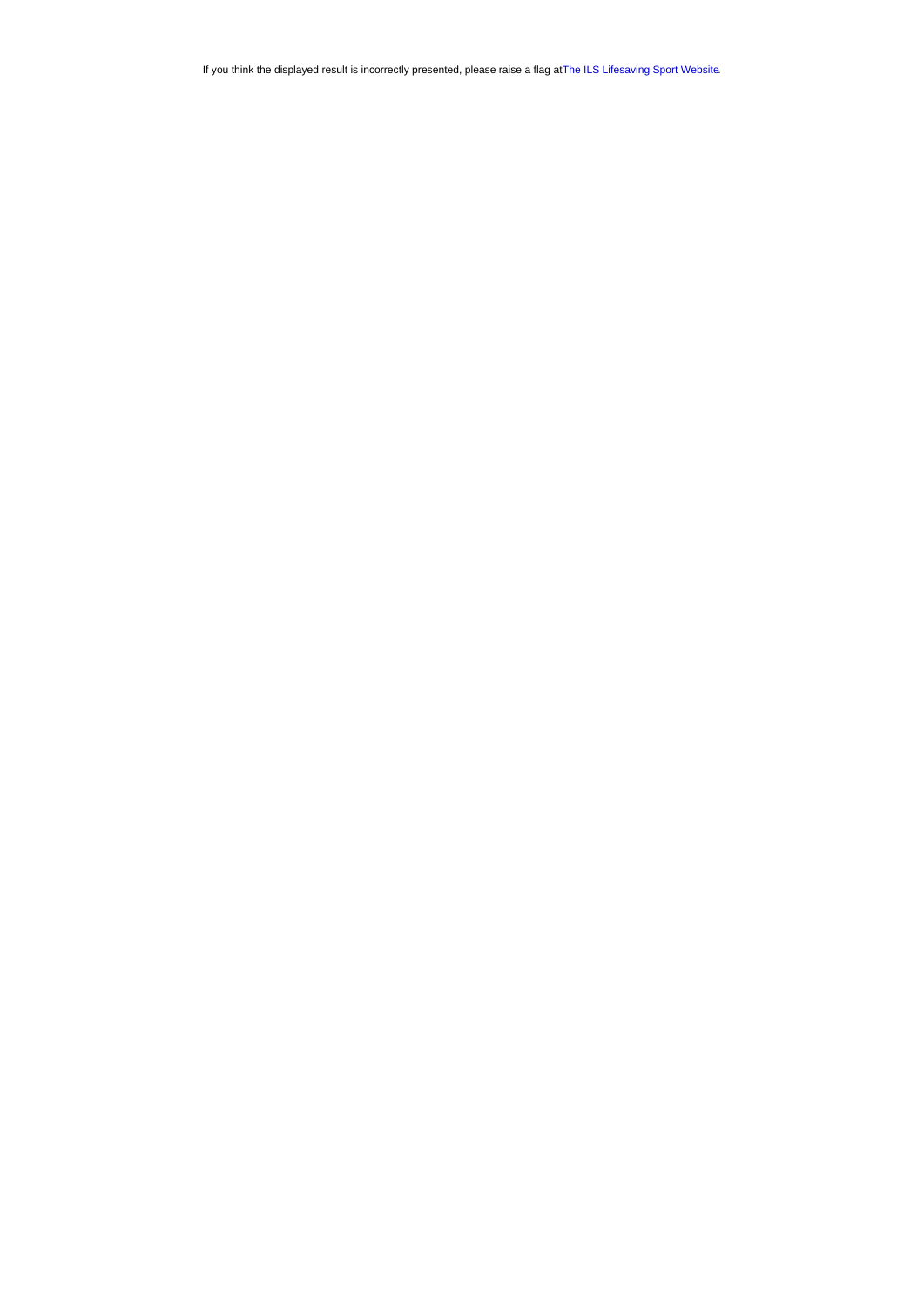If you think the displayed result is incorrectly presented, please raise a flag at The ILS Lifesaving Sport Website.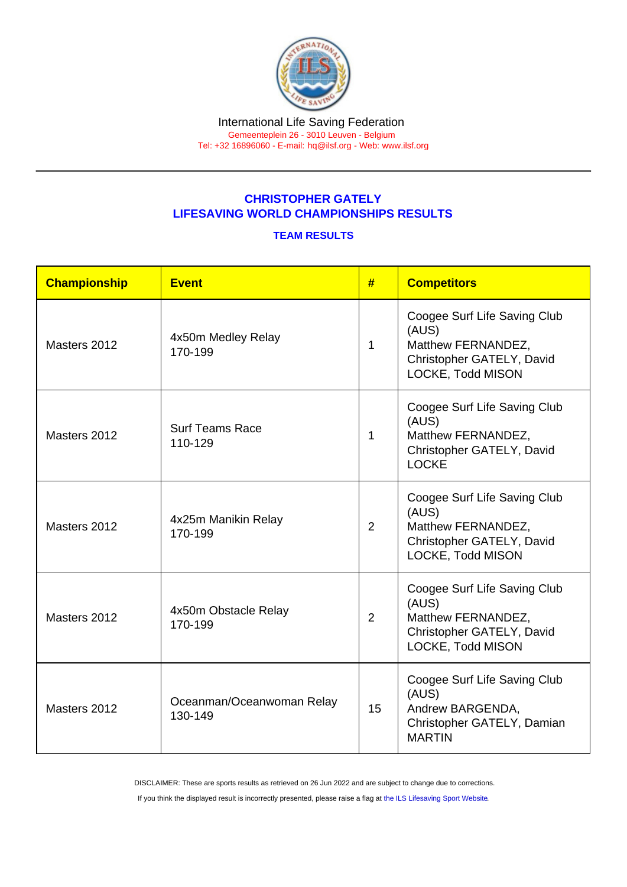International Life Saving Federation
Gemeenteplein 26 - 3010 Leuven - Belgium
Tel: +32 16896060 - E-mail: hq@ilsf.org - Web: www.ilsf.org

## CHRISTOPHER GATELY
## LIFESAVING WORLD CHAMPIONSHIPS RESULTS

### TEAM RESULTS

| Championship | Event | # | Competitors |
|---|---|---|---|
| Masters 2012 | 4x50m Medley Relay 170-199 | 1 | Coogee Surf Life Saving Club (AUS) Matthew FERNANDEZ, Christopher GATELY, David LOCKE, Todd MISON |
| Masters 2012 | Surf Teams Race 110-129 | 1 | Coogee Surf Life Saving Club (AUS) Matthew FERNANDEZ, Christopher GATELY, David LOCKE |
| Masters 2012 | 4x25m Manikin Relay 170-199 | 2 | Coogee Surf Life Saving Club (AUS) Matthew FERNANDEZ, Christopher GATELY, David LOCKE, Todd MISON |
| Masters 2012 | 4x50m Obstacle Relay 170-199 | 2 | Coogee Surf Life Saving Club (AUS) Matthew FERNANDEZ, Christopher GATELY, David LOCKE, Todd MISON |
| Masters 2012 | Oceanman/Oceanwoman Relay 130-149 | 15 | Coogee Surf Life Saving Club (AUS) Andrew BARGENDA, Christopher GATELY, Damian MARTIN |

DISCLAIMER: These are sports results as retrieved on 26 Jun 2022 and are subject to change due to corrections.

If you think the displayed result is incorrectly presented, please raise a flag at the ILS Lifesaving Sport Website.